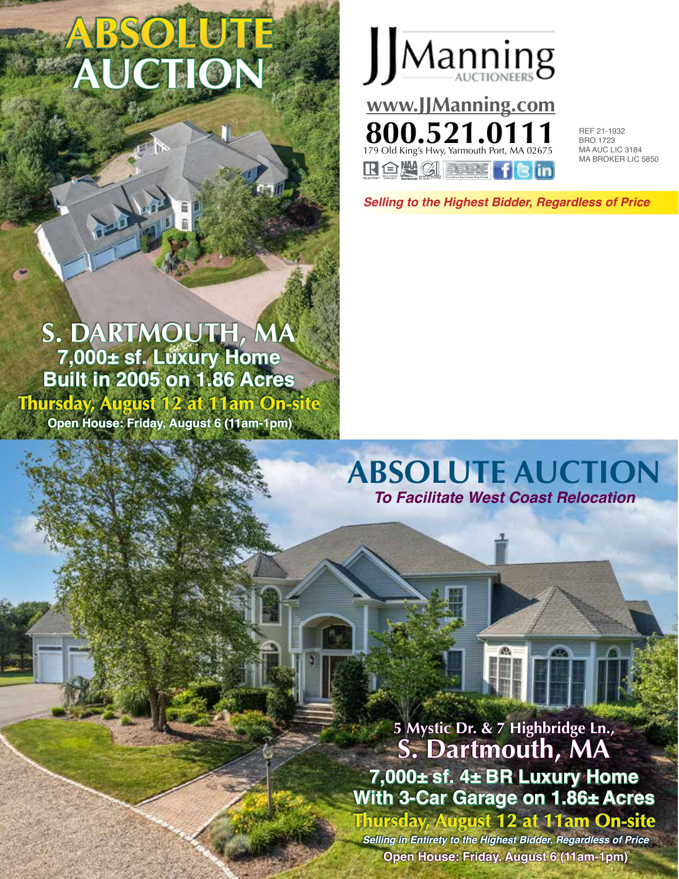# ABSOLUTE AUCTION

## S. DARTMOUTH, MA

**7,000± sf. Luxury Home**
**Built in 2005 on 1.86 Acres**
**Thursday, August 12 at 11am On-site**
**Open House: Friday, August 6 (11am-1pm)**

JJManning AUCTIONEERS

www.JJManning.com
**800.521.0111**
179 Old King's Hwy, Yarmouth Port, MA 02675

REF 21-1932
BRO 1723
MA AUC LIC 3184
MA BROKER LIC 5850

*Selling to the Highest Bidder, Regardless of Price*

# ABSOLUTE AUCTION

*To Facilitate West Coast Relocation*

5 Mystic Dr. & 7 Highbridge Ln.,
## S. Dartmouth, MA

**7,000± sf. 4± BR Luxury Home**
**With 3-Car Garage on 1.86± Acres**
**Thursday, August 12 at 11am On-site**

*Selling in Entirety to the Highest Bidder, Regardless of Price*

**Open House: Friday, August 6 (11am-1pm)**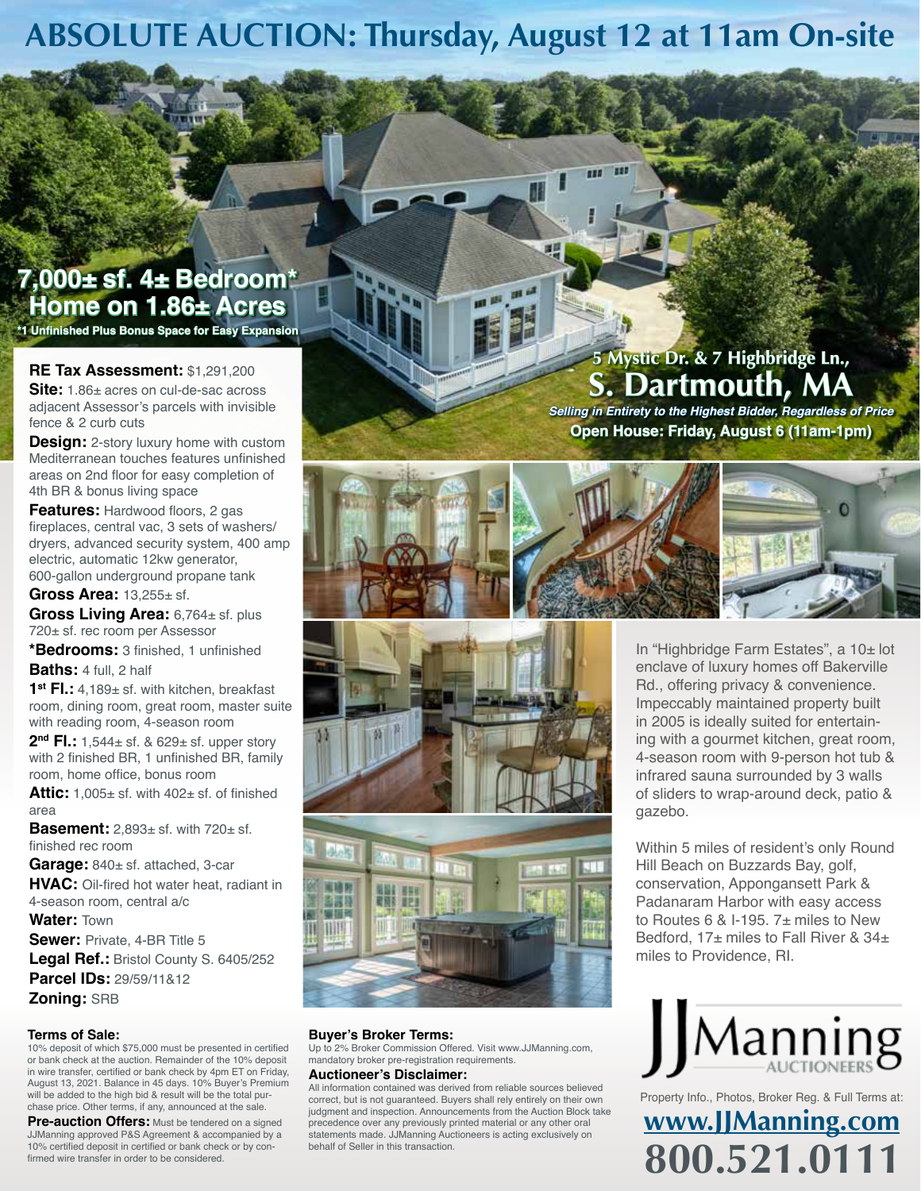# ABSOLUTE AUCTION: Thursday, August 12 at 11am On-site

## 7,000± sf. 4± Bedroom* Home on 1.86± Acres

*1 Unfinished Plus Bonus Space for Easy Expansion

## 5 Mystic Dr. & 7 Highbridge Ln., S. Dartmouth, MA

*Selling in Entirety to the Highest Bidder, Regardless of Price*

**Open House: Friday, August 6 (11am-1pm)**

**RE Tax Assessment:** $1,291,200

**Site:** 1.86± acres on cul-de-sac across adjacent Assessor's parcels with invisible fence & 2 curb cuts

**Design:** 2-story luxury home with custom Mediterranean touches features unfinished areas on 2nd floor for easy completion of 4th BR & bonus living space

**Features:** Hardwood floors, 2 gas fireplaces, central vac, 3 sets of washers/dryers, advanced security system, 400 amp electric, automatic 12kw generator, 600-gallon underground propane tank

**Gross Area:** 13,255± sf.

**Gross Living Area:** 6,764± sf. plus 720± sf. rec room per Assessor

***Bedrooms:** 3 finished, 1 unfinished

**Baths:** 4 full, 2 half

**1st Fl.:** 4,189± sf. with kitchen, breakfast room, dining room, great room, master suite with reading room, 4-season room

**2nd Fl.:** 1,544± sf. & 629± sf. upper story with 2 finished BR, 1 unfinished BR, family room, home office, bonus room

**Attic:** 1,005± sf. with 402± sf. of finished area

**Basement:** 2,893± sf. with 720± sf. finished rec room

**Garage:** 840± sf. attached, 3-car

**HVAC:** Oil-fired hot water heat, radiant in 4-season room, central a/c

**Water:** Town

**Sewer:** Private, 4-BR Title 5

**Legal Ref.:** Bristol County S. 6405/252

**Parcel IDs:** 29/59/11&12

**Zoning:** SRB

In "Highbridge Farm Estates", a 10± lot enclave of luxury homes off Bakerville Rd., offering privacy & convenience. Impeccably maintained property built in 2005 is ideally suited for entertaining with a gourmet kitchen, great room, 4-season room with 9-person hot tub & infrared sauna surrounded by 3 walls of sliders to wrap-around deck, patio & gazebo.

Within 5 miles of resident's only Round Hill Beach on Buzzards Bay, golf, conservation, Apponagansett Park & Padanaram Harbor with easy access to Routes 6 & I-195. 7± miles to New Bedford, 17± miles to Fall River & 34± miles to Providence, RI.

**Terms of Sale:**
10% deposit of which $75,000 must be presented in certified or bank check at the auction. Remainder of the 10% deposit in wire transfer, certified or bank check by 4pm ET on Friday, August 13, 2021. Balance in 45 days. 10% Buyer's Premium will be added to the high bid & result will be the total purchase price. Other terms, if any, announced at the sale.

**Pre-auction Offers:** Must be tendered on a signed JJManning approved P&S Agreement & accompanied by a 10% certified deposit in certified or bank check or by confirmed wire transfer in order to be considered.

**Buyer's Broker Terms:**
Up to 2% Broker Commission Offered. Visit www.JJManning.com, mandatory broker pre-registration requirements.

**Auctioneer's Disclaimer:**
All information contained was derived from reliable sources believed correct, but is not guaranteed. Buyers shall rely entirely on their own judgment and inspection. Announcements from the Auction Block take precedence over any previously printed material or any other oral statements made. JJManning Auctioneers is acting exclusively on behalf of Seller in this transaction.

JJManning AUCTIONEERS

Property Info., Photos, Broker Reg. & Full Terms at:

**www.JJManning.com**

**800.521.0111**